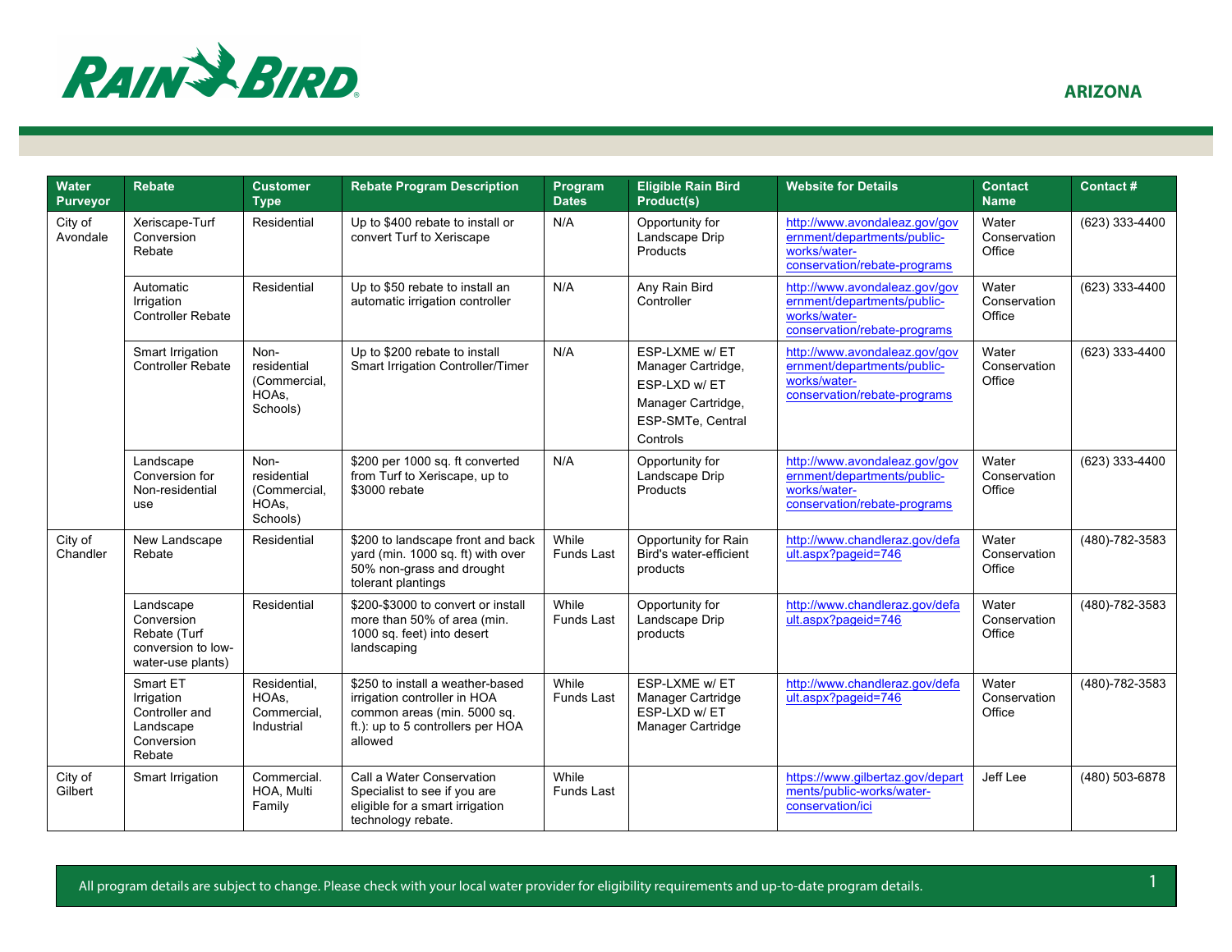# ARIZONA

| Water Purveyor | Rebate | Customer Type | Rebate Program Description | Program Dates | Eligible Rain Bird Product(s) | Website for Details | Contact Name | Contact # |
|---|---|---|---|---|---|---|---|---|
| City of Avondale | Xeriscape-Turf Conversion Rebate | Residential | Up to $400 rebate to install or convert Turf to Xeriscape | N/A | Opportunity for Landscape Drip Products | http://www.avondaleaz.gov/government/departments/public-works/water-conservation/rebate-programs | Water Conservation Office | (623) 333-4400 |
| | Automatic Irrigation Controller Rebate | Residential | Up to $50 rebate to install an automatic irrigation controller | N/A | Any Rain Bird Controller | http://www.avondaleaz.gov/government/departments/public-works/water-conservation/rebate-programs | Water Conservation Office | (623) 333-4400 |
| | Smart Irrigation Controller Rebate | Non-residential (Commercial, HOAs, Schools) | Up to $200 rebate to install Smart Irrigation Controller/Timer | N/A | ESP-LXME w/ ET Manager Cartridge, ESP-LXD w/ ET Manager Cartridge, ESP-SMTe, Central Controls | http://www.avondaleaz.gov/government/departments/public-works/water-conservation/rebate-programs | Water Conservation Office | (623) 333-4400 |
| | Landscape Conversion for Non-residential use | Non-residential (Commercial, HOAs, Schools) | $200 per 1000 sq. ft converted from Turf to Xeriscape, up to $3000 rebate | N/A | Opportunity for Landscape Drip Products | http://www.avondaleaz.gov/government/departments/public-works/water-conservation/rebate-programs | Water Conservation Office | (623) 333-4400 |
| City of Chandler | New Landscape Rebate | Residential | $200 to landscape front and back yard (min. 1000 sq. ft) with over 50% non-grass and drought tolerant plantings | While Funds Last | Opportunity for Rain Bird's water-efficient products | http://www.chandleraz.gov/default.aspx?pageid=746 | Water Conservation Office | (480)-782-3583 |
| | Landscape Conversion Rebate (Turf conversion to low-water-use plants) | Residential | $200-$3000 to convert or install more than 50% of area (min. 1000 sq. feet) into desert landscaping | While Funds Last | Opportunity for Landscape Drip products | http://www.chandleraz.gov/default.aspx?pageid=746 | Water Conservation Office | (480)-782-3583 |
| | Smart ET Irrigation Controller and Landscape Conversion Rebate | Residential, HOAs, Commercial, Industrial | $250 to install a weather-based irrigation controller in HOA common areas (min. 5000 sq. ft.): up to 5 controllers per HOA allowed | While Funds Last | ESP-LXME w/ ET Manager Cartridge ESP-LXD w/ ET Manager Cartridge | http://www.chandleraz.gov/default.aspx?pageid=746 | Water Conservation Office | (480)-782-3583 |
| City of Gilbert | Smart Irrigation | Commercial. HOA, Multi Family | Call a Water Conservation Specialist to see if you are eligible for a smart irrigation technology rebate. | While Funds Last | | https://www.gilbertaz.gov/departments/public-works/water-conservation/ici | Jeff Lee | (480) 503-6878 |

All program details are subject to change. Please check with your local water provider for eligibility requirements and up-to-date program details.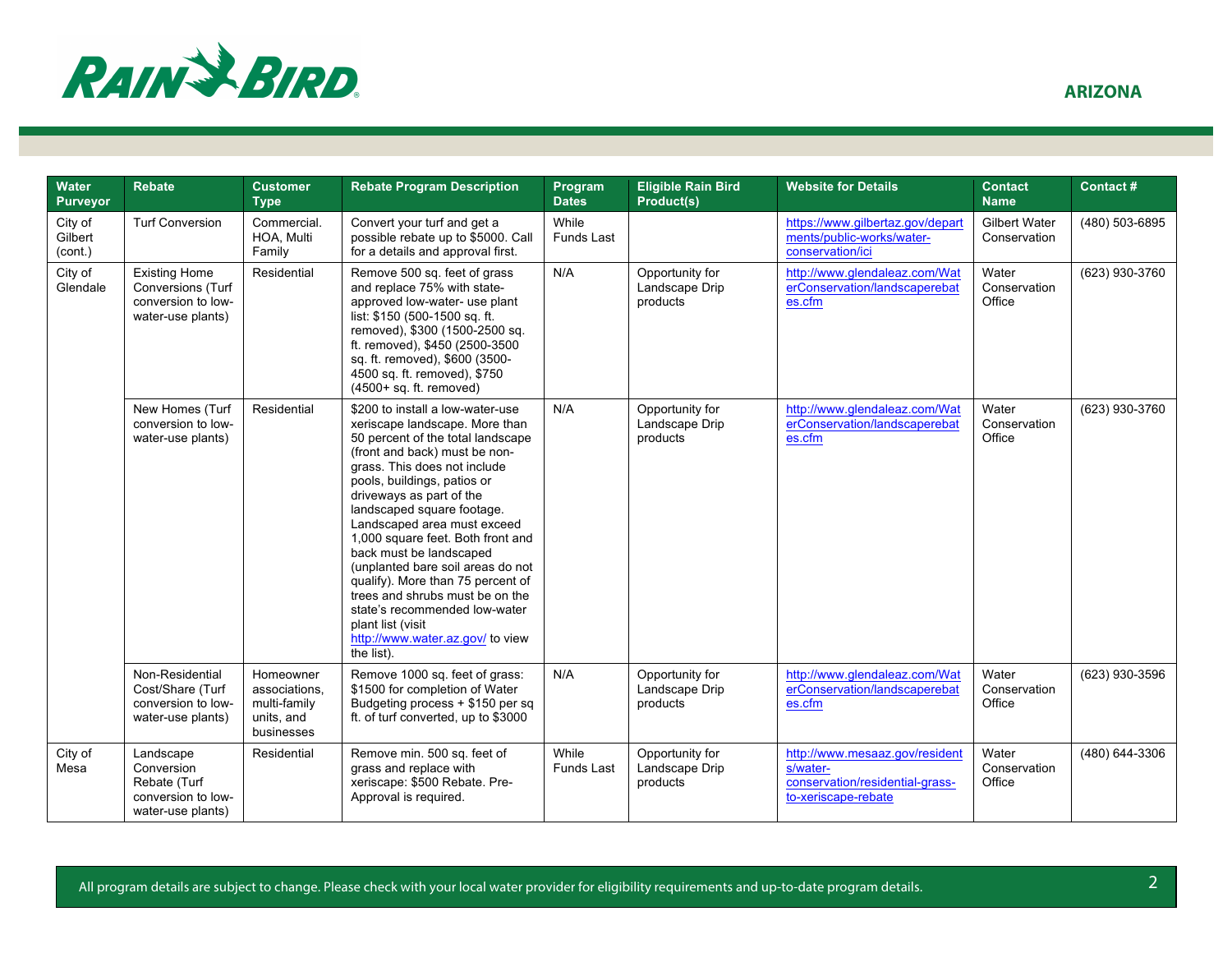ARIZONA

| Water Purveyor | Rebate | Customer Type | Rebate Program Description | Program Dates | Eligible Rain Bird Product(s) | Website for Details | Contact Name | Contact # |
|---|---|---|---|---|---|---|---|---|
| City of Gilbert (cont.) | Turf Conversion | Commercial. HOA, Multi Family | Convert your turf and get a possible rebate up to $5000. Call for a details and approval first. | While Funds Last | | https://www.gilbertaz.gov/departments/public-works/water-conservation/ici | Gilbert Water Conservation | (480) 503-6895 |
| City of Glendale | Existing Home Conversions (Turf conversion to low-water-use plants) | Residential | Remove 500 sq. feet of grass and replace 75% with state-approved low-water- use plant list: $150 (500-1500 sq. ft. removed), $300 (1500-2500 sq. ft. removed), $450 (2500-3500 sq. ft. removed), $600 (3500-4500 sq. ft. removed), $750 (4500+ sq. ft. removed) | N/A | Opportunity for Landscape Drip products | http://www.glendaleaz.com/WaterConservation/landscaperebates.cfm | Water Conservation Office | (623) 930-3760 |
| | New Homes (Turf conversion to low-water-use plants) | Residential | $200 to install a low-water-use xeriscape landscape. More than 50 percent of the total landscape (front and back) must be non-grass. This does not include pools, buildings, patios or driveways as part of the landscaped square footage. Landscaped area must exceed 1,000 square feet. Both front and back must be landscaped (unplanted bare soil areas do not qualify). More than 75 percent of trees and shrubs must be on the state's recommended low-water plant list (visit http://www.water.az.gov/ to view the list). | N/A | Opportunity for Landscape Drip products | http://www.glendaleaz.com/WaterConservation/landscaperebates.cfm | Water Conservation Office | (623) 930-3760 |
| | Non-Residential Cost/Share (Turf conversion to low-water-use plants) | Homeowner associations, multi-family units, and businesses | Remove 1000 sq. feet of grass: $1500 for completion of Water Budgeting process + $150 per sq ft. of turf converted, up to $3000 | N/A | Opportunity for Landscape Drip products | http://www.glendaleaz.com/WaterConservation/landscaperebates.cfm | Water Conservation Office | (623) 930-3596 |
| City of Mesa | Landscape Conversion Rebate (Turf conversion to low-water-use plants) | Residential | Remove min. 500 sq. feet of grass and replace with xeriscape: $500 Rebate. Pre-Approval is required. | While Funds Last | Opportunity for Landscape Drip products | http://www.mesaaz.gov/residents/water-conservation/residential-grass-to-xeriscape-rebate | Water Conservation Office | (480) 644-3306 |

All program details are subject to change. Please check with your local water provider for eligibility requirements and up-to-date program details.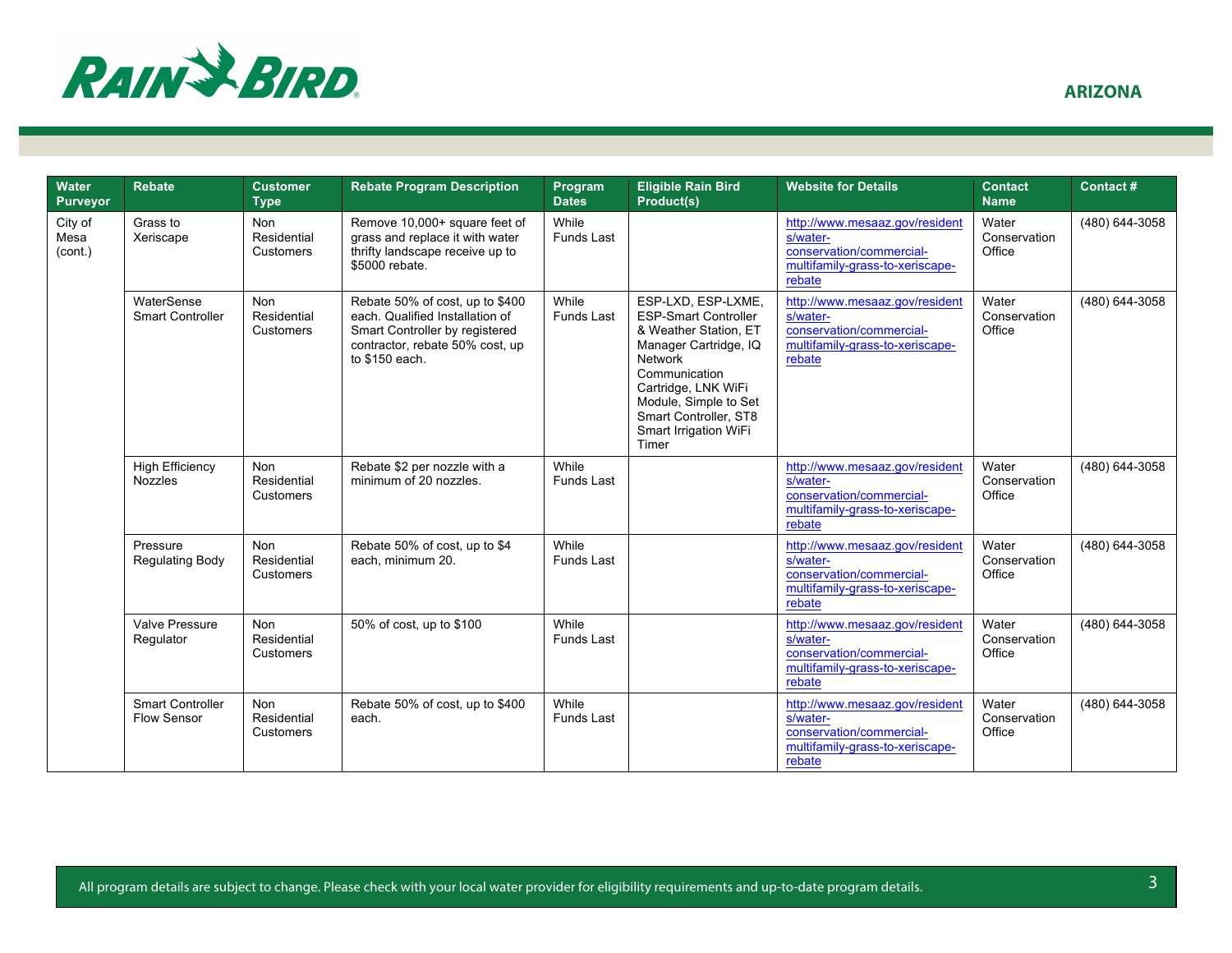ARIZONA

| Water Purveyor | Rebate | Customer Type | Rebate Program Description | Program Dates | Eligible Rain Bird Product(s) | Website for Details | Contact Name | Contact # |
|---|---|---|---|---|---|---|---|---|
| City of Mesa (cont.) | Grass to Xeriscape | Non Residential Customers | Remove 10,000+ square feet of grass and replace it with water thrifty landscape receive up to $5000 rebate. | While Funds Last | | http://www.mesaaz.gov/residents/water-conservation/commercial-multifamily-grass-to-xeriscape-rebate | Water Conservation Office | (480) 644-3058 |
| | WaterSense Smart Controller | Non Residential Customers | Rebate 50% of cost, up to $400 each. Qualified Installation of Smart Controller by registered contractor, rebate 50% cost, up to $150 each. | While Funds Last | ESP-LXD, ESP-LXME, ESP-Smart Controller & Weather Station, ET Manager Cartridge, IQ Network Communication Cartridge, LNK WiFi Module, Simple to Set Smart Controller, ST8 Smart Irrigation WiFi Timer | http://www.mesaaz.gov/residents/water-conservation/commercial-multifamily-grass-to-xeriscape-rebate | Water Conservation Office | (480) 644-3058 |
| | High Efficiency Nozzles | Non Residential Customers | Rebate $2 per nozzle with a minimum of 20 nozzles. | While Funds Last | | http://www.mesaaz.gov/residents/water-conservation/commercial-multifamily-grass-to-xeriscape-rebate | Water Conservation Office | (480) 644-3058 |
| | Pressure Regulating Body | Non Residential Customers | Rebate 50% of cost, up to $4 each, minimum 20. | While Funds Last | | http://www.mesaaz.gov/residents/water-conservation/commercial-multifamily-grass-to-xeriscape-rebate | Water Conservation Office | (480) 644-3058 |
| | Valve Pressure Regulator | Non Residential Customers | 50% of cost, up to $100 | While Funds Last | | http://www.mesaaz.gov/residents/water-conservation/commercial-multifamily-grass-to-xeriscape-rebate | Water Conservation Office | (480) 644-3058 |
| | Smart Controller Flow Sensor | Non Residential Customers | Rebate 50% of cost, up to $400 each. | While Funds Last | | http://www.mesaaz.gov/residents/water-conservation/commercial-multifamily-grass-to-xeriscape-rebate | Water Conservation Office | (480) 644-3058 |

All program details are subject to change. Please check with your local water provider for eligibility requirements and up-to-date program details.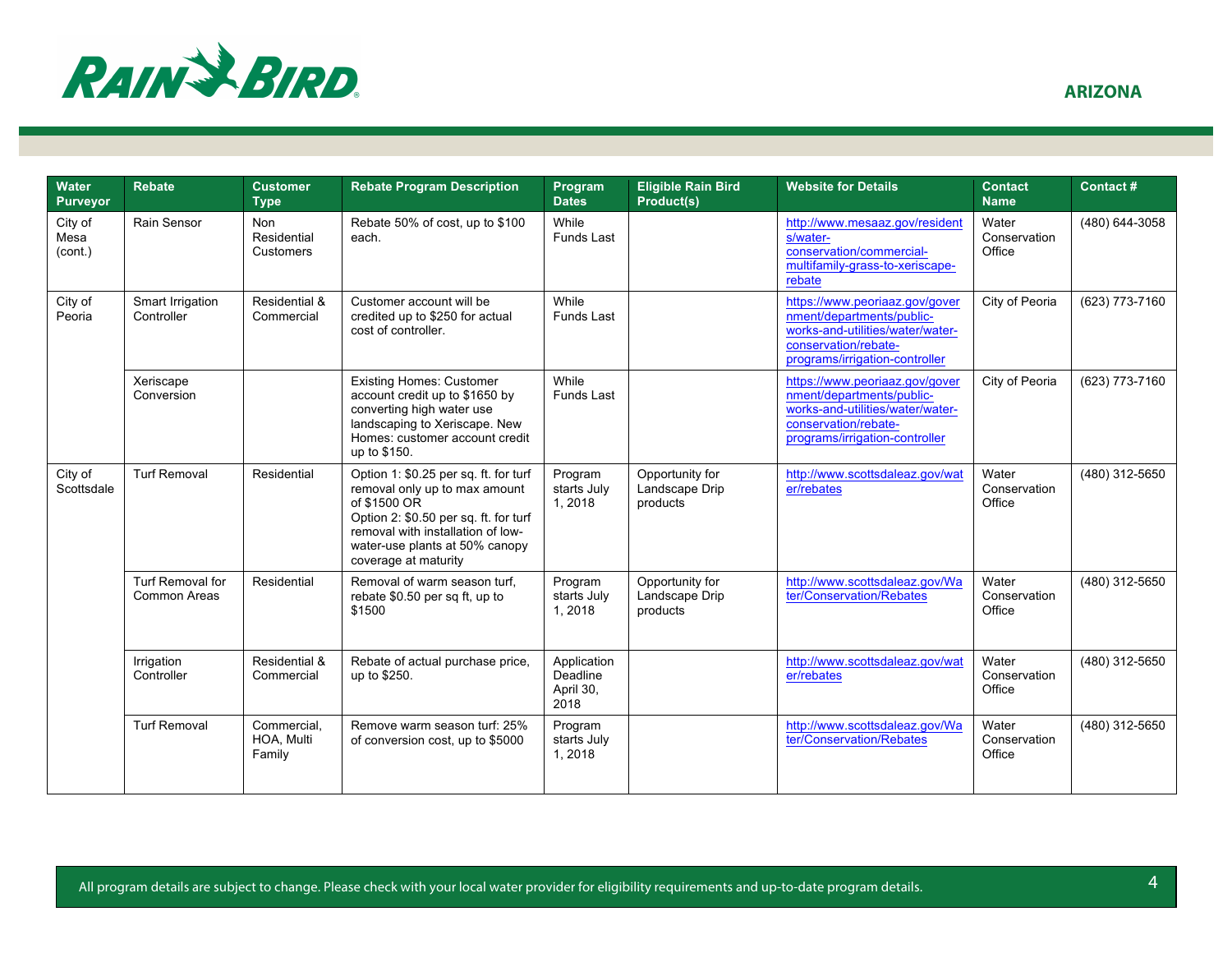## ARIZONA

| Water Purveyor | Rebate | Customer Type | Rebate Program Description | Program Dates | Eligible Rain Bird Product(s) | Website for Details | Contact Name | Contact # |
|---|---|---|---|---|---|---|---|---|
| City of Mesa (cont.) | Rain Sensor | Non Residential Customers | Rebate 50% of cost, up to $100 each. | While Funds Last | | http://www.mesaaz.gov/residents/water-conservation/commercial-multifamily-grass-to-xeriscape-rebate | Water Conservation Office | (480) 644-3058 |
| City of Peoria | Smart Irrigation Controller | Residential & Commercial | Customer account will be credited up to $250 for actual cost of controller. | While Funds Last | | https://www.peoriaaz.gov/government/departments/public-works-and-utilities/water/water-conservation/rebate-programs/irrigation-controller | City of Peoria | (623) 773-7160 |
| | Xeriscape Conversion | | Existing Homes: Customer account credit up to $1650 by converting high water use landscaping to Xeriscape. New Homes: customer account credit up to $150. | While Funds Last | | https://www.peoriaaz.gov/government/departments/public-works-and-utilities/water/water-conservation/rebate-programs/irrigation-controller | City of Peoria | (623) 773-7160 |
| City of Scottsdale | Turf Removal | Residential | Option 1: $0.25 per sq. ft. for turf removal only up to max amount of $1500 OR<br>Option 2: $0.50 per sq. ft. for turf removal with installation of low-water-use plants at 50% canopy coverage at maturity | Program starts July 1, 2018 | Opportunity for Landscape Drip products | http://www.scottsdaleaz.gov/water/rebates | Water Conservation Office | (480) 312-5650 |
| | Turf Removal for Common Areas | Residential | Removal of warm season turf, rebate $0.50 per sq ft, up to $1500 | Program starts July 1, 2018 | Opportunity for Landscape Drip products | http://www.scottsdaleaz.gov/Water/Conservation/Rebates | Water Conservation Office | (480) 312-5650 |
| | Irrigation Controller | Residential & Commercial | Rebate of actual purchase price, up to $250. | Application Deadline April 30, 2018 | | http://www.scottsdaleaz.gov/water/rebates | Water Conservation Office | (480) 312-5650 |
| | Turf Removal | Commercial, HOA, Multi Family | Remove warm season turf: 25% of conversion cost, up to $5000 | Program starts July 1, 2018 | | http://www.scottsdaleaz.gov/Water/Conservation/Rebates | Water Conservation Office | (480) 312-5650 |

All program details are subject to change. Please check with your local water provider for eligibility requirements and up-to-date program details.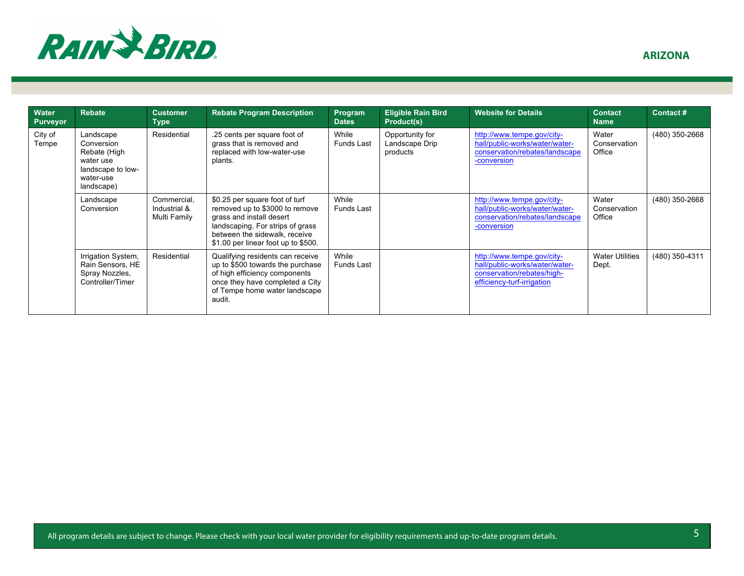ARIZONA

| Water Purveyor | Rebate | Customer Type | Rebate Program Description | Program Dates | Eligible Rain Bird Product(s) | Website for Details | Contact Name | Contact # |
|---|---|---|---|---|---|---|---|---|
| City of Tempe | Landscape Conversion Rebate (High water use landscape to low-water-use landscape) | Residential | .25 cents per square foot of grass that is removed and replaced with low-water-use plants. | While Funds Last | Opportunity for Landscape Drip products | http://www.tempe.gov/city-hall/public-works/water/water-conservation/rebates/landscape-conversion | Water Conservation Office | (480) 350-2668 |
| | Landscape Conversion | Commercial, Industrial & Multi Family | $0.25 per square foot of turf removed up to $3000 to remove grass and install desert landscaping. For strips of grass between the sidewalk, receive $1.00 per linear foot up to $500. | While Funds Last | | http://www.tempe.gov/city-hall/public-works/water/water-conservation/rebates/landscape-conversion | Water Conservation Office | (480) 350-2668 |
| | Irrigation System, Rain Sensors, HE Spray Nozzles, Controller/Timer | Residential | Qualifying residents can receive up to $500 towards the purchase of high efficiency components once they have completed a City of Tempe home water landscape audit. | While Funds Last | | http://www.tempe.gov/city-hall/public-works/water/water-conservation/rebates/high-efficiency-turf-irrigation | Water Utilities Dept. | (480) 350-4311 |

All program details are subject to change. Please check with your local water provider for eligibility requirements and up-to-date program details.